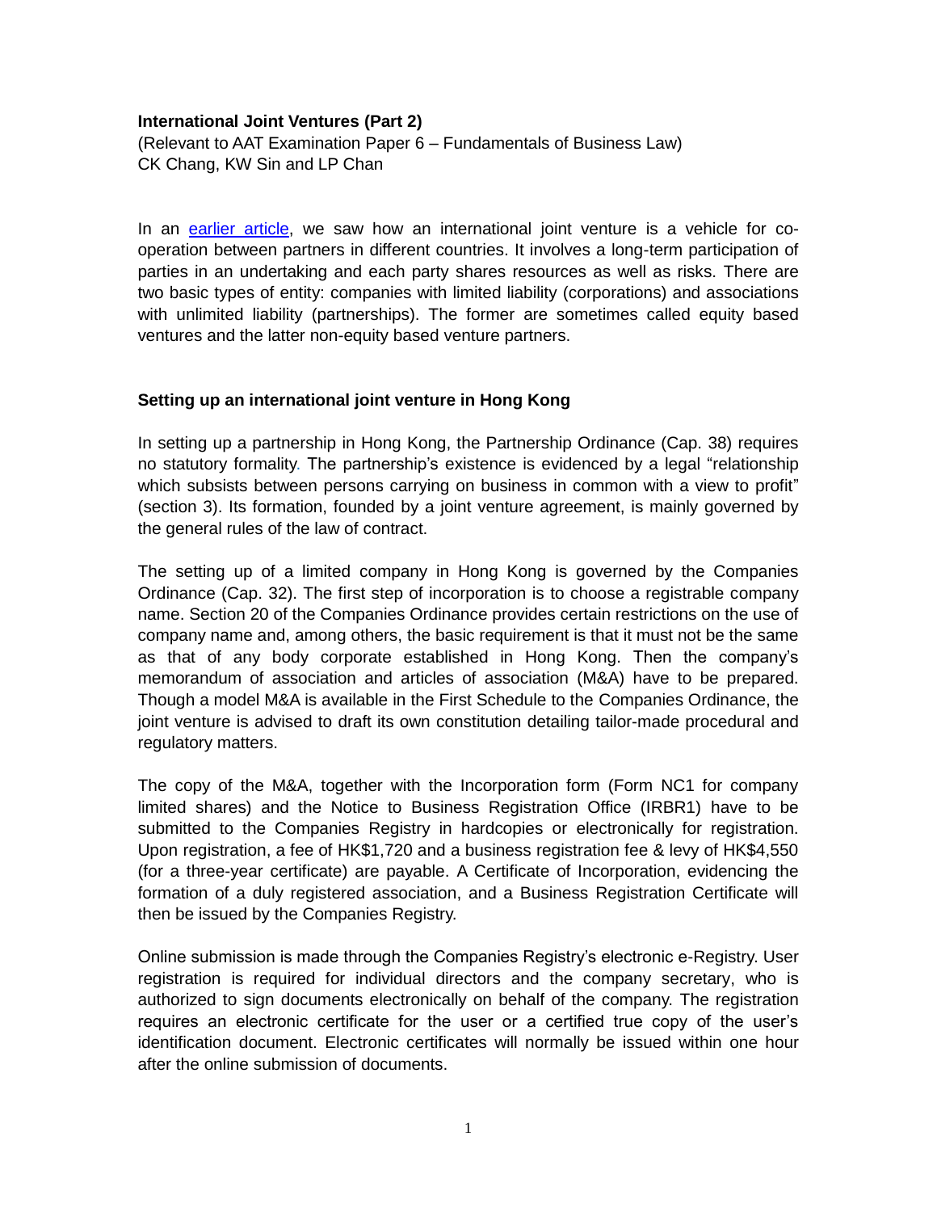**International Joint Ventures (Part 2)**

(Relevant to AAT Examination Paper 6 – Fundamentals of Business Law)
CK Chang, KW Sin and LP Chan

In an earlier article, we saw how an international joint venture is a vehicle for co-operation between partners in different countries. It involves a long-term participation of parties in an undertaking and each party shares resources as well as risks. There are two basic types of entity: companies with limited liability (corporations) and associations with unlimited liability (partnerships). The former are sometimes called equity based ventures and the latter non-equity based venture partners.

**Setting up an international joint venture in Hong Kong**

In setting up a partnership in Hong Kong, the Partnership Ordinance (Cap. 38) requires no statutory formality. The partnership's existence is evidenced by a legal "relationship which subsists between persons carrying on business in common with a view to profit" (section 3). Its formation, founded by a joint venture agreement, is mainly governed by the general rules of the law of contract.

The setting up of a limited company in Hong Kong is governed by the Companies Ordinance (Cap. 32). The first step of incorporation is to choose a registrable company name. Section 20 of the Companies Ordinance provides certain restrictions on the use of company name and, among others, the basic requirement is that it must not be the same as that of any body corporate established in Hong Kong. Then the company's memorandum of association and articles of association (M&A) have to be prepared. Though a model M&A is available in the First Schedule to the Companies Ordinance, the joint venture is advised to draft its own constitution detailing tailor-made procedural and regulatory matters.

The copy of the M&A, together with the Incorporation form (Form NC1 for company limited shares) and the Notice to Business Registration Office (IRBR1) have to be submitted to the Companies Registry in hardcopies or electronically for registration. Upon registration, a fee of HK$1,720 and a business registration fee & levy of HK$4,550 (for a three-year certificate) are payable. A Certificate of Incorporation, evidencing the formation of a duly registered association, and a Business Registration Certificate will then be issued by the Companies Registry.

Online submission is made through the Companies Registry's electronic e-Registry. User registration is required for individual directors and the company secretary, who is authorized to sign documents electronically on behalf of the company. The registration requires an electronic certificate for the user or a certified true copy of the user's identification document. Electronic certificates will normally be issued within one hour after the online submission of documents.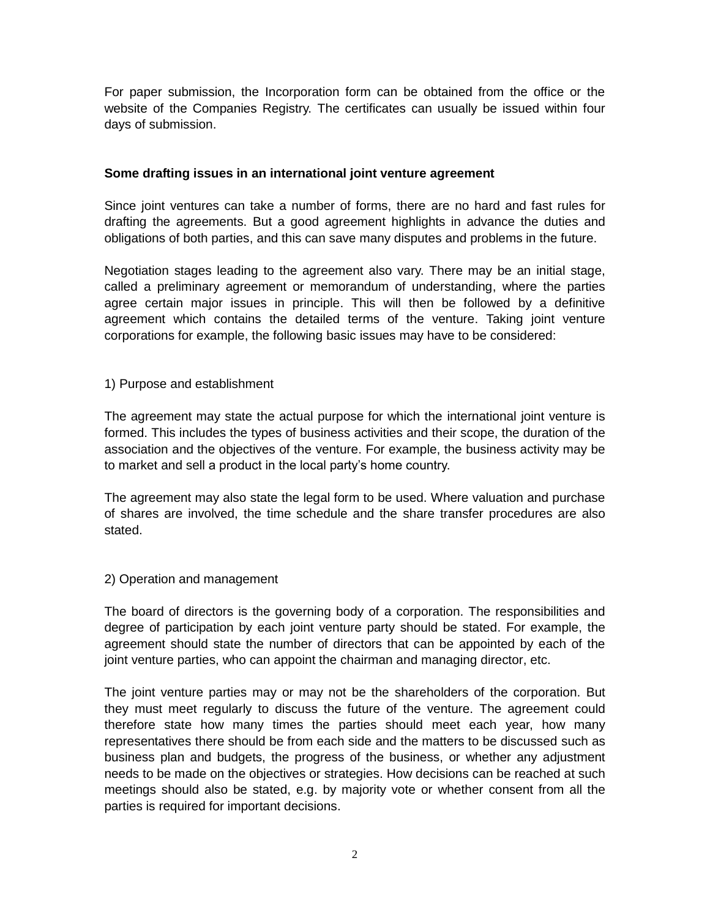For paper submission, the Incorporation form can be obtained from the office or the website of the Companies Registry. The certificates can usually be issued within four days of submission.

**Some drafting issues in an international joint venture agreement**

Since joint ventures can take a number of forms, there are no hard and fast rules for drafting the agreements. But a good agreement highlights in advance the duties and obligations of both parties, and this can save many disputes and problems in the future.

Negotiation stages leading to the agreement also vary. There may be an initial stage, called a preliminary agreement or memorandum of understanding, where the parties agree certain major issues in principle. This will then be followed by a definitive agreement which contains the detailed terms of the venture. Taking joint venture corporations for example, the following basic issues may have to be considered:

1) Purpose and establishment

The agreement may state the actual purpose for which the international joint venture is formed. This includes the types of business activities and their scope, the duration of the association and the objectives of the venture. For example, the business activity may be to market and sell a product in the local party's home country.

The agreement may also state the legal form to be used. Where valuation and purchase of shares are involved, the time schedule and the share transfer procedures are also stated.

2) Operation and management

The board of directors is the governing body of a corporation. The responsibilities and degree of participation by each joint venture party should be stated. For example, the agreement should state the number of directors that can be appointed by each of the joint venture parties, who can appoint the chairman and managing director, etc.

The joint venture parties may or may not be the shareholders of the corporation. But they must meet regularly to discuss the future of the venture. The agreement could therefore state how many times the parties should meet each year, how many representatives there should be from each side and the matters to be discussed such as business plan and budgets, the progress of the business, or whether any adjustment needs to be made on the objectives or strategies. How decisions can be reached at such meetings should also be stated, e.g. by majority vote or whether consent from all the parties is required for important decisions.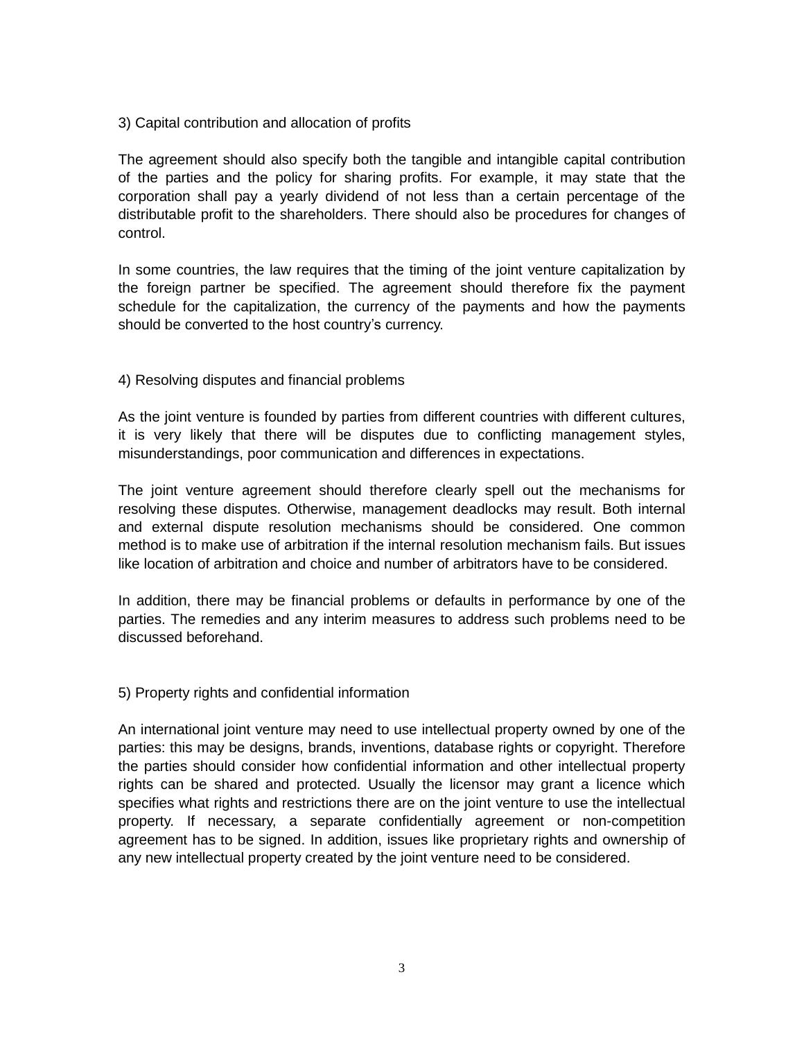### 3) Capital contribution and allocation of profits

The agreement should also specify both the tangible and intangible capital contribution of the parties and the policy for sharing profits. For example, it may state that the corporation shall pay a yearly dividend of not less than a certain percentage of the distributable profit to the shareholders. There should also be procedures for changes of control.

In some countries, the law requires that the timing of the joint venture capitalization by the foreign partner be specified. The agreement should therefore fix the payment schedule for the capitalization, the currency of the payments and how the payments should be converted to the host country's currency.

### 4) Resolving disputes and financial problems

As the joint venture is founded by parties from different countries with different cultures, it is very likely that there will be disputes due to conflicting management styles, misunderstandings, poor communication and differences in expectations.

The joint venture agreement should therefore clearly spell out the mechanisms for resolving these disputes. Otherwise, management deadlocks may result. Both internal and external dispute resolution mechanisms should be considered. One common method is to make use of arbitration if the internal resolution mechanism fails. But issues like location of arbitration and choice and number of arbitrators have to be considered.

In addition, there may be financial problems or defaults in performance by one of the parties. The remedies and any interim measures to address such problems need to be discussed beforehand.

### 5) Property rights and confidential information

An international joint venture may need to use intellectual property owned by one of the parties: this may be designs, brands, inventions, database rights or copyright. Therefore the parties should consider how confidential information and other intellectual property rights can be shared and protected. Usually the licensor may grant a licence which specifies what rights and restrictions there are on the joint venture to use the intellectual property. If necessary, a separate confidentially agreement or non-competition agreement has to be signed. In addition, issues like proprietary rights and ownership of any new intellectual property created by the joint venture need to be considered.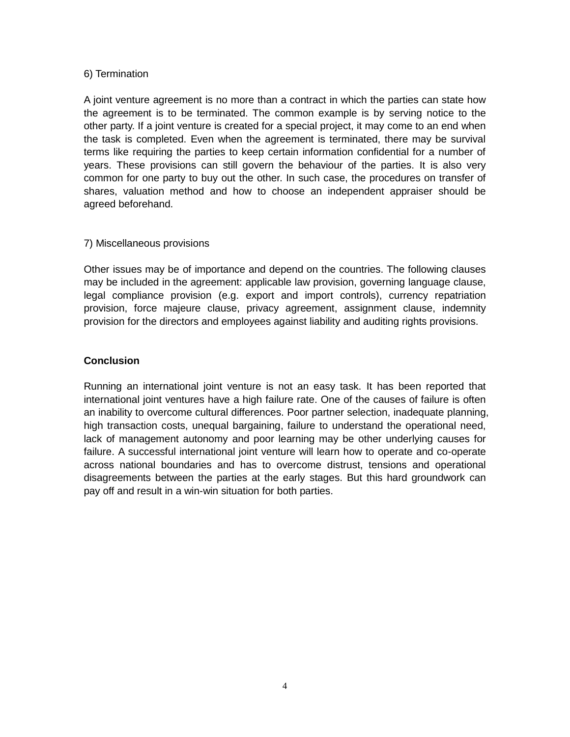6) Termination

A joint venture agreement is no more than a contract in which the parties can state how the agreement is to be terminated. The common example is by serving notice to the other party. If a joint venture is created for a special project, it may come to an end when the task is completed. Even when the agreement is terminated, there may be survival terms like requiring the parties to keep certain information confidential for a number of years. These provisions can still govern the behaviour of the parties. It is also very common for one party to buy out the other. In such case, the procedures on transfer of shares, valuation method and how to choose an independent appraiser should be agreed beforehand.

7) Miscellaneous provisions

Other issues may be of importance and depend on the countries. The following clauses may be included in the agreement: applicable law provision, governing language clause, legal compliance provision (e.g. export and import controls), currency repatriation provision, force majeure clause, privacy agreement, assignment clause, indemnity provision for the directors and employees against liability and auditing rights provisions.

**Conclusion**

Running an international joint venture is not an easy task. It has been reported that international joint ventures have a high failure rate. One of the causes of failure is often an inability to overcome cultural differences. Poor partner selection, inadequate planning, high transaction costs, unequal bargaining, failure to understand the operational need, lack of management autonomy and poor learning may be other underlying causes for failure. A successful international joint venture will learn how to operate and co-operate across national boundaries and has to overcome distrust, tensions and operational disagreements between the parties at the early stages. But this hard groundwork can pay off and result in a win-win situation for both parties.